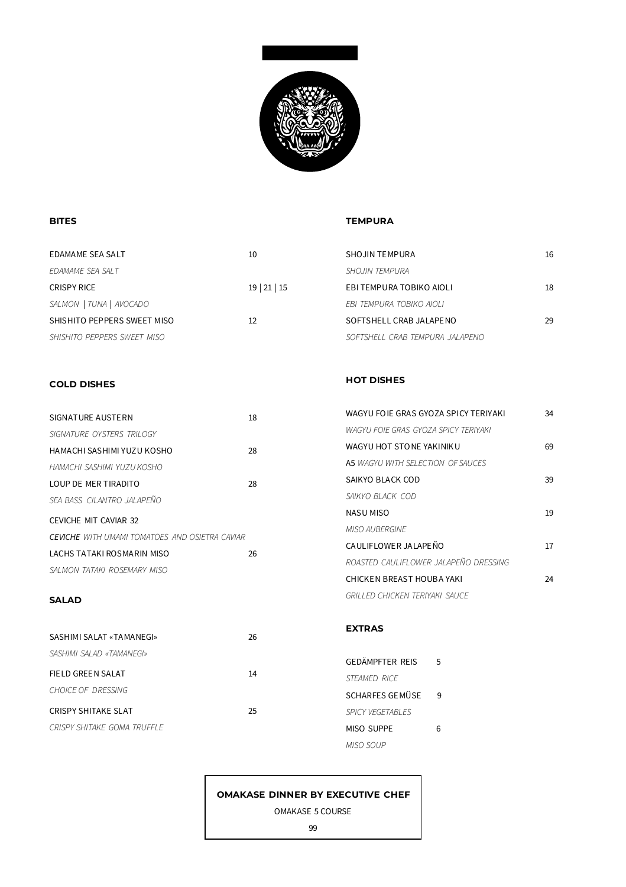## BITES

| | |
|---|---|
| EDAMAME SEA SALT | 10 |
| *EDAMAME SEA SALT* | |
| CRISPY RICE | 19 \| 21 \| 15 |
| *SALMON \| TUNA \| AVOCADO* | |
| SHISHITO PEPPERS SWEET MISO | 12 |
| *SHISHITO PEPPERS SWEET MISO* | |

## COLD DISHES

| | |
|---|---|
| SIGNATURE AUSTERN | 18 |
| *SIGNATURE OYSTERS TRILOGY* | |
| HAMACHI SASHIMI YUZU KOSHO | 28 |
| *HAMACHI SASHIMI YUZU KOSHO* | |
| LOUP DE MER TIRADITO | 28 |
| *SEA BASS CILANTRO JALAPEÑO* | |
| CEVICHE MIT CAVIAR 32 | |
| ***CEVICHE*** *WITH UMAMI TOMATOES AND OSIETRA CAVIAR* | |
| LACHS TATAKI ROSMARIN MISO | 26 |
| *SALMON TATAKI ROSEMARY MISO* | |

## SALAD

| | |
|---|---|
| SASHIMI SALAT «TAMANEGI» | 26 |
| *SASHIMI SALAD «TAMANEGI»* | |
| FIELD GREEN SALAT | 14 |
| *CHOICE OF DRESSING* | |
| CRISPY SHITAKE SLAT | 25 |
| *CRISPY SHITAKE GOMA TRUFFLE* | |

## TEMPURA

| | |
|---|---|
| SHOJIN TEMPURA | 16 |
| *SHOJIN TEMPURA* | |
| EBI TEMPURA TOBIKO AIOLI | 18 |
| *EBI TEMPURA TOBIKO AIOLI* | |
| SOFTSHELL CRAB JALAPENO | 29 |
| *SOFTSHELL CRAB TEMPURA JALAPENO* | |

## HOT DISHES

| | |
|---|---|
| WAGYU FOIE GRAS GYOZA SPICY TERIYAKI | 34 |
| *WAGYU FOIE GRAS GYOZA SPICY TERIYAKI* | |
| WAGYU HOT STONE YAKINIKU | 69 |
| A5 *WAGYU WITH SELECTION OF SAUCES* | |
| SAIKYO BLACK COD | 39 |
| *SAIKYO BLACK COD* | |
| NASU MISO | 19 |
| *MISO AUBERGINE* | |
| CAULIFLOWER JALAPEÑO | 17 |
| *ROASTED CAULIFLOWER JALAPEÑO DRESSING* | |
| CHICKEN BREAST HOUBA YAKI | 24 |
| *GRILLED CHICKEN TERIYAKI SAUCE* | |

## EXTRAS

| | |
|---|---|
| GEDÄMPFTER REIS | 5 |
| *STEAMED RICE* | |
| SCHARFES GEMÜSE | 9 |
| *SPICY VEGETABLES* | |
| MISO SUPPE | 6 |
| *MISO SOUP* | |

**OMAKASE DINNER BY EXECUTIVE CHEF**

OMAKASE 5 COURSE

99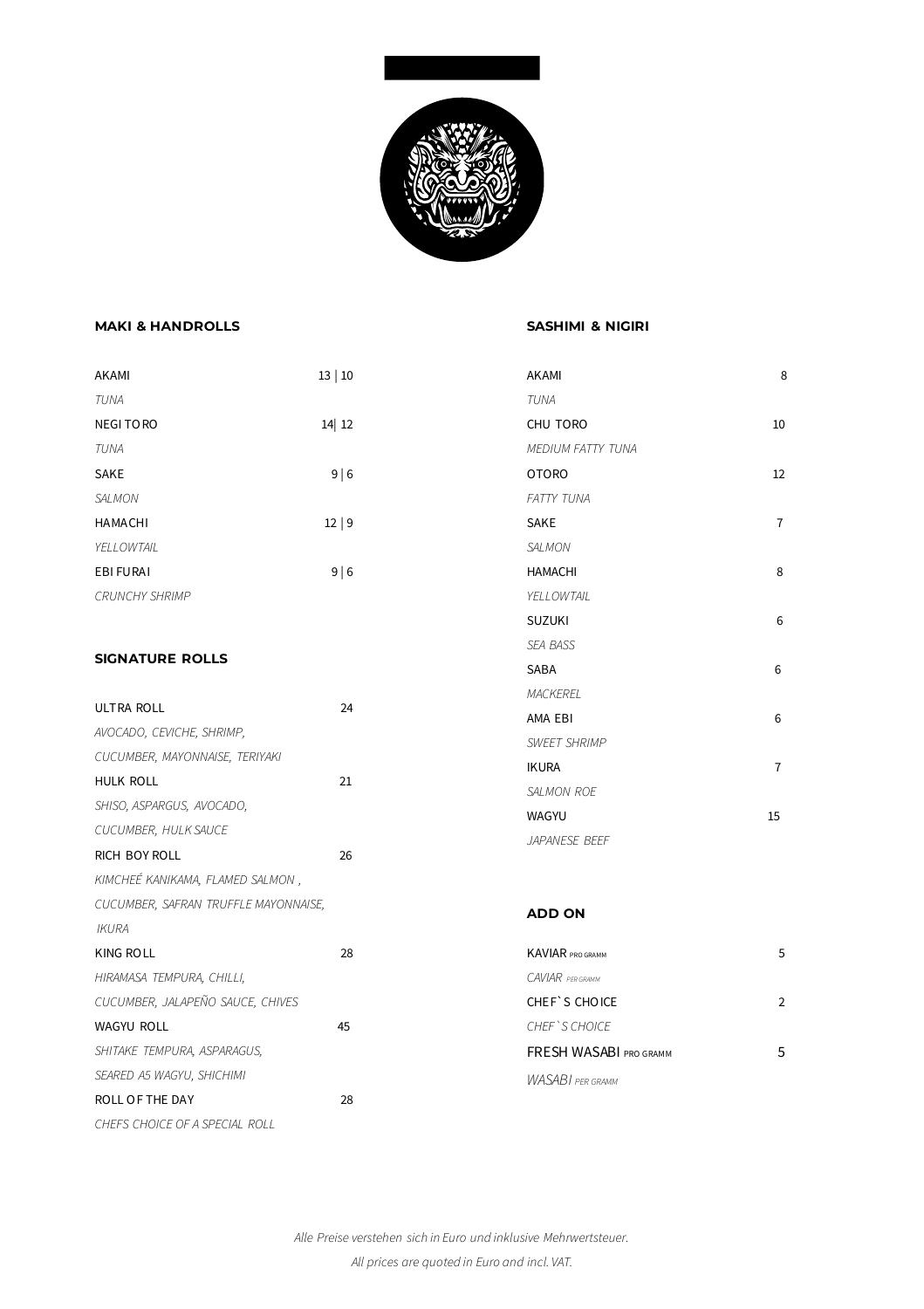## MAKI & HANDROLLS

| | |
|---|---|
| AKAMI | 13 \| 10 |
| *TUNA* | |
| NEGI TORO | 14\| 12 |
| *TUNA* | |
| SAKE | 9 \| 6 |
| *SALMON* | |
| HAMACHI | 12 \| 9 |
| *YELLOWTAIL* | |
| EBI FURAI | 9 \| 6 |
| *CRUNCHY SHRIMP* | |

## SIGNATURE ROLLS

| | |
|---|---|
| ULTRA ROLL | 24 |
| *AVOCADO, CEVICHE, SHRIMP, CUCUMBER, MAYONNAISE, TERIYAKI* | |
| HULK ROLL | 21 |
| *SHISO, ASPARGUS, AVOCADO, CUCUMBER, HULK SAUCE* | |
| RICH BOY ROLL | 26 |
| *KIMCHEÉ KANIKAMA, FLAMED SALMON , CUCUMBER, SAFRAN TRUFFLE MAYONNAISE, IKURA* | |
| KING ROLL | 28 |
| *HIRAMASA TEMPURA, CHILLI, CUCUMBER, JALAPEÑO SAUCE, CHIVES* | |
| WAGYU ROLL | 45 |
| *SHITAKE TEMPURA, ASPARAGUS, SEARED A5 WAGYU, SHICHIMI* | |
| ROLL OF THE DAY | 28 |
| *CHEFS CHOICE OF A SPECIAL ROLL* | |

## SASHIMI & NIGIRI

| | |
|---|---|
| AKAMI | 8 |
| *TUNA* | |
| CHU TORO | 10 |
| *MEDIUM FATTY TUNA* | |
| OTORO | 12 |
| *FATTY TUNA* | |
| SAKE | 7 |
| *SALMON* | |
| HAMACHI | 8 |
| *YELLOWTAIL* | |
| SUZUKI | 6 |
| *SEA BASS* | |
| SABA | 6 |
| *MACKEREL* | |
| AMA EBI | 6 |
| *SWEET SHRIMP* | |
| IKURA | 7 |
| *SALMON ROE* | |
| WAGYU | 15 |
| *JAPANESE BEEF* | |

## ADD ON

| | |
|---|---|
| KAVIAR PRO GRAMM | 5 |
| *CAVIAR PER GRAMM* | |
| CHEF`S CHOICE | 2 |
| *CHEF`S CHOICE* | |
| FRESH WASABI PRO GRAMM | 5 |
| *WASABI PER GRAMM* | |

*Alle Preise verstehen sich in Euro und inklusive Mehrwertsteuer.*

*All prices are quoted in Euro and incl. VAT.*